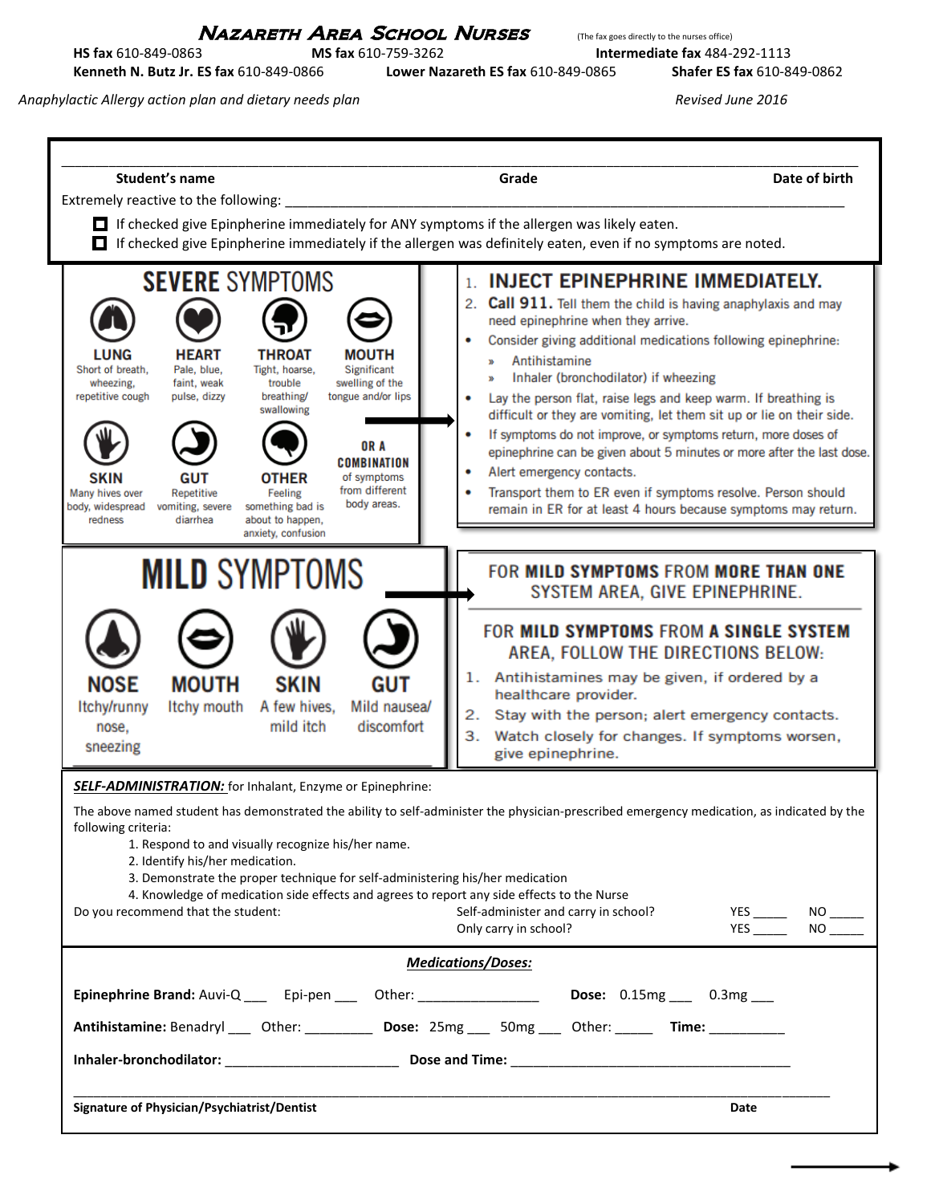# Nazareth Area School Nurses

(The fax goes directly to the nurses office)

**HS fax** 610-849-0863 **MS fax** 610-759-3262 **Intermediate fax** 484-292-1113
**Kenneth N. Butz Jr. ES fax** 610-849-0866 **Lower Nazareth ES fax** 610-849-0865 **Shafer ES fax** 610-849-0862

*Anaphylactic Allergy action plan and dietary needs plan* *Revised June 2016*

______________________________________________________________________________

**Student's name** **Grade** **Date of birth**

Extremely reactive to the following: ____________________________________________________________

- ☐ If checked give Epinpherine immediately for ANY symptoms if the allergen was likely eaten.
- ☐ If checked give Epinpherine immediately if the allergen was definitely eaten, even if no symptoms are noted.

## SEVERE SYMPTOMS

- **LUNG** Short of breath, wheezing, repetitive cough
- **HEART** Pale, blue, faint, weak pulse, dizzy
- **THROAT** Tight, hoarse, trouble breathing/ swallowing
- **MOUTH** Significant swelling of the tongue and/or lips
- **SKIN** Many hives over body, widespread redness
- **GUT** Repetitive vomiting, severe diarrhea
- **OTHER** Feeling something bad is about to happen, anxiety, confusion
- **OR A COMBINATION** of symptoms from different body areas.

→

1. **INJECT EPINEPHRINE IMMEDIATELY.**
2. **Call 911.** Tell them the child is having anaphylaxis and may need epinephrine when they arrive.

- Consider giving additional medications following epinephrine:
  - Antihistamine
  - Inhaler (bronchodilator) if wheezing
- Lay the person flat, raise legs and keep warm. If breathing is difficult or they are vomiting, let them sit up or lie on their side.
- If symptoms do not improve, or symptoms return, more doses of epinephrine can be given about 5 minutes or more after the last dose.
- Alert emergency contacts.
- Transport them to ER even if symptoms resolve. Person should remain in ER for at least 4 hours because symptoms may return.

## MILD SYMPTOMS

- **NOSE** Itchy/runny nose, sneezing
- **MOUTH** Itchy mouth
- **SKIN** A few hives, mild itch
- **GUT** Mild nausea/ discomfort

→

FOR **MILD SYMPTOMS** FROM **MORE THAN ONE** SYSTEM AREA, GIVE EPINEPHRINE.

FOR **MILD SYMPTOMS** FROM **A SINGLE SYSTEM** AREA, FOLLOW THE DIRECTIONS BELOW:

1. Antihistamines may be given, if ordered by a healthcare provider.
2. Stay with the person; alert emergency contacts.
3. Watch closely for changes. If symptoms worsen, give epinephrine.

***SELF-ADMINISTRATION:*** for Inhalant, Enzyme or Epinephrine:

The above named student has demonstrated the ability to self-administer the physician-prescribed emergency medication, as indicated by the following criteria:

1. Respond to and visually recognize his/her name.
2. Identify his/her medication.
3. Demonstrate the proper technique for self-administering his/her medication
4. Knowledge of medication side effects and agrees to report any side effects to the Nurse

Do you recommend that the student: Self-administer and carry in school? YES _____ NO _____
Only carry in school? YES _____ NO _____

***Medications/Doses:***

**Epinephrine Brand:** Auvi-Q ___ Epi-pen ___ Other: ________________ **Dose:** 0.15mg ___ 0.3mg ___

**Antihistamine:** Benadryl ___ Other: _________ **Dose:** 25mg ___ 50mg ___ Other: _____ **Time:** __________

**Inhaler-bronchodilator:** _______________________ **Dose and Time:** _____________________________________

______________________________________________________________________________

**Signature of Physician/Psychiatrist/Dentist** **Date**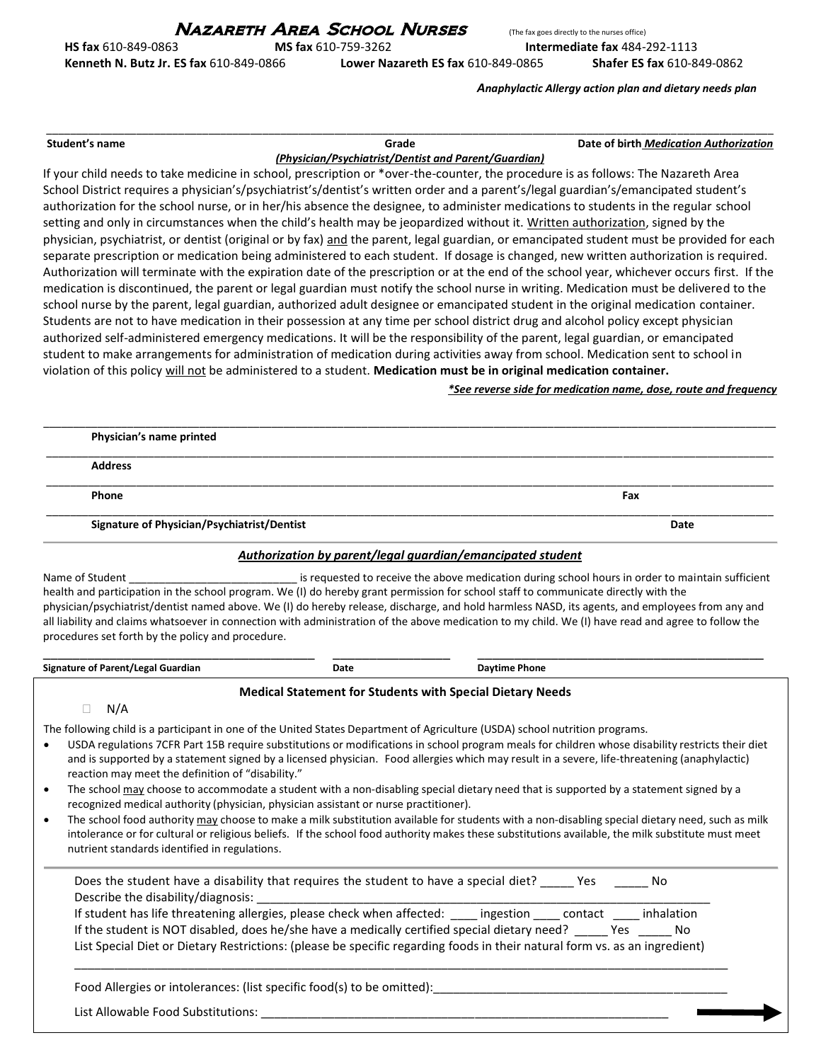# *Nazareth Area School Nurses*

(The fax goes directly to the nurses office)

**HS fax** 610-849-0863 **MS fax** 610-759-3262 **Intermediate fax** 484-292-1113
**Kenneth N. Butz Jr. ES fax** 610-849-0866 **Lower Nazareth ES fax** 610-849-0865 **Shafer ES fax** 610-849-0862

*Anaphylactic Allergy action plan and dietary needs plan*

______________________________________________________________________________________________

**Student's name** **Grade** **Date of birth**

***Medication Authorization (Physician/Psychiatrist/Dentist and Parent/Guardian)***

If your child needs to take medicine in school, prescription or *over-the-counter, the procedure is as follows: The Nazareth Area School District requires a physician's/psychiatrist's/dentist's written order and a parent's/legal guardian's/emancipated student's authorization for the school nurse, or in her/his absence the designee, to administer medications to students in the regular school setting and only in circumstances when the child's health may be jeopardized without it. Written authorization, signed by the physician, psychiatrist, or dentist (original or by fax) and the parent, legal guardian, or emancipated student must be provided for each separate prescription or medication being administered to each student. If dosage is changed, new written authorization is required. Authorization will terminate with the expiration date of the prescription or at the end of the school year, whichever occurs first. If the medication is discontinued, the parent or legal guardian must notify the school nurse in writing. Medication must be delivered to the school nurse by the parent, legal guardian, authorized adult designee or emancipated student in the original medication container. Students are not to have medication in their possession at any time per school district drug and alcohol policy except physician authorized self-administered emergency medications. It will be the responsibility of the parent, legal guardian, or emancipated student to make arrangements for administration of medication during activities away from school. Medication sent to school in violation of this policy will not be administered to a student. **Medication must be in original medication container.**

***\*See reverse side for medication name, dose, route and frequency***

______________________________________________________________________________________________

**Physician's name printed**

______________________________________________________________________________________________

**Address**

______________________________________________________________________________________________

**Phone** **Fax**

______________________________________________________________________________________________

**Signature of Physician/Psychiatrist/Dentist** **Date**

***Authorization by parent/legal guardian/emancipated student***

Name of Student ___________________________ is requested to receive the above medication during school hours in order to maintain sufficient health and participation in the school program. We (I) do hereby grant permission for school staff to communicate directly with the physician/psychiatrist/dentist named above. We (I) do hereby release, discharge, and hold harmless NASD, its agents, and employees from any and all liability and claims whatsoever in connection with administration of the above medication to my child. We (I) have read and agree to follow the procedures set forth by the policy and procedure.

______________________________ ____________________ ______________________________

**Signature of Parent/Legal Guardian** **Date** **Daytime Phone**

**Medical Statement for Students with Special Dietary Needs**

☐ N/A

The following child is a participant in one of the United States Department of Agriculture (USDA) school nutrition programs.

- USDA regulations 7CFR Part 15B require substitutions or modifications in school program meals for children whose disability restricts their diet and is supported by a statement signed by a licensed physician. Food allergies which may result in a severe, life-threatening (anaphylactic) reaction may meet the definition of "disability."
- The school may choose to accommodate a student with a non-disabling special dietary need that is supported by a statement signed by a recognized medical authority (physician, physician assistant or nurse practitioner).
- The school food authority may choose to make a milk substitution available for students with a non-disabling special dietary need, such as milk intolerance or for cultural or religious beliefs. If the school food authority makes these substitutions available, the milk substitute must meet nutrient standards identified in regulations.

Does the student have a disability that requires the student to have a special diet? _____ Yes _____ No

Describe the disability/diagnosis: ______________________________________________________________

If student has life threatening allergies, please check when affected: ____ ingestion ____ contact ____ inhalation

If the student is NOT disabled, does he/she have a medically certified special dietary need? _____ Yes _____ No

List Special Diet or Dietary Restrictions: (please be specific regarding foods in their natural form vs. as an ingredient)

______________________________________________________________________________________________

Food Allergies or intolerances: (list specific food(s) to be omitted):_____________________________________________

List Allowable Food Substitutions: ______________________________________________________________